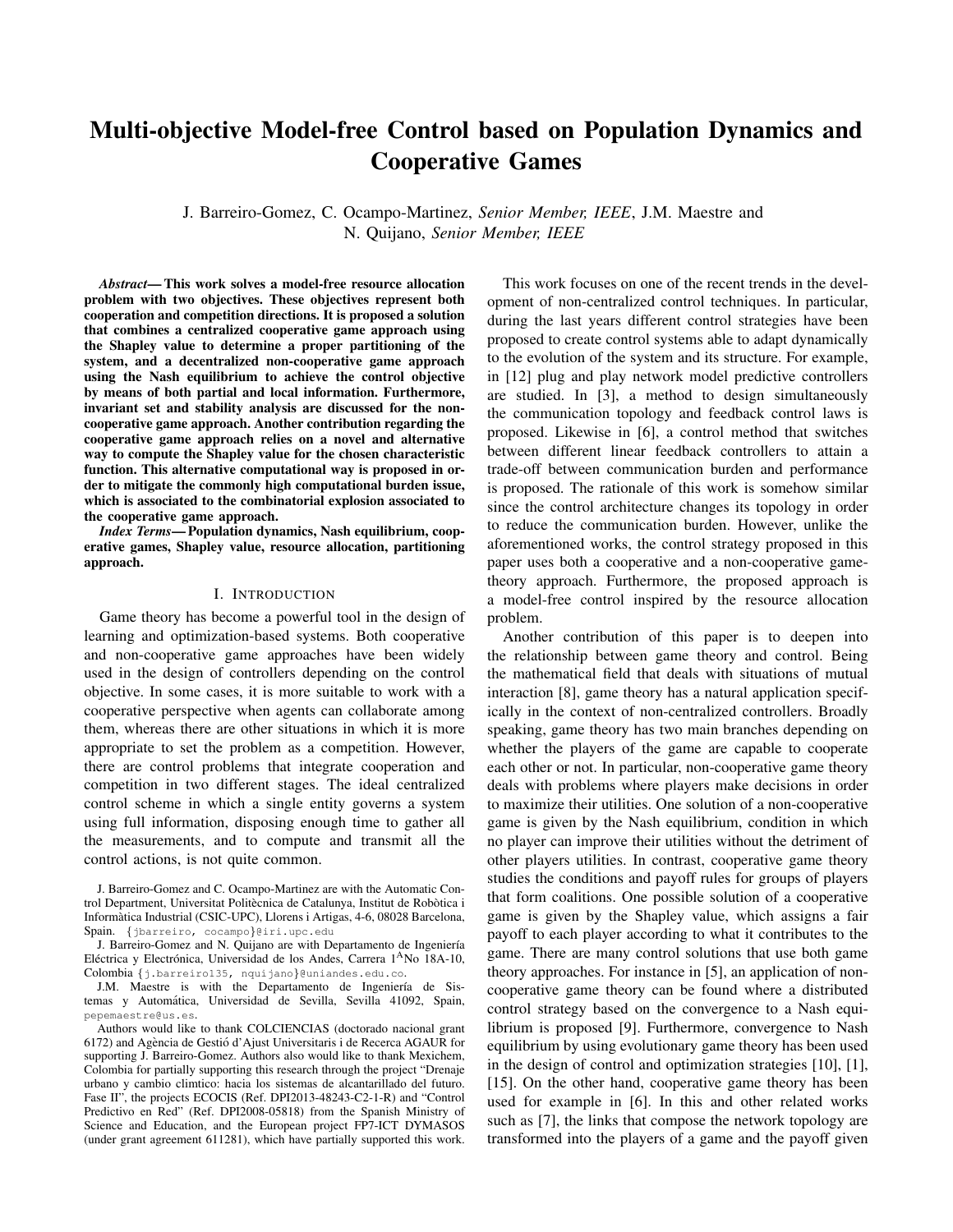# Multi-objective Model-free Control based on Population Dynamics and Cooperative Games

J. Barreiro-Gomez, C. Ocampo-Martinez, *Senior Member, IEEE*, J.M. Maestre and N. Quijano, *Senior Member, IEEE*

***Abstract*— This work solves a model-free resource allocation problem with two objectives. These objectives represent both cooperation and competition directions. It is proposed a solution that combines a centralized cooperative game approach using the Shapley value to determine a proper partitioning of the system, and a decentralized non-cooperative game approach using the Nash equilibrium to achieve the control objective by means of both partial and local information. Furthermore, invariant set and stability analysis are discussed for the non-cooperative game approach. Another contribution regarding the cooperative game approach relies on a novel and alternative way to compute the Shapley value for the chosen characteristic function. This alternative computational way is proposed in order to mitigate the commonly high computational burden issue, which is associated to the combinatorial explosion associated to the cooperative game approach.**

***Index Terms*— Population dynamics, Nash equilibrium, cooperative games, Shapley value, resource allocation, partitioning approach.**

## I. Introduction

Game theory has become a powerful tool in the design of learning and optimization-based systems. Both cooperative and non-cooperative game approaches have been widely used in the design of controllers depending on the control objective. In some cases, it is more suitable to work with a cooperative perspective when agents can collaborate among them, whereas there are other situations in which it is more appropriate to set the problem as a competition. However, there are control problems that integrate cooperation and competition in two different stages. The ideal centralized control scheme in which a single entity governs a system using full information, disposing enough time to gather all the measurements, and to compute and transmit all the control actions, is not quite common.

J. Barreiro-Gomez and C. Ocampo-Martinez are with the Automatic Control Department, Universitat Politècnica de Catalunya, Institut de Robòtica i Informàtica Industrial (CSIC-UPC), Llorens i Artigas, 4-6, 08028 Barcelona, Spain. {jbarreiro, cocampo}@iri.upc.edu

J. Barreiro-Gomez and N. Quijano are with Departamento de Ingeniería Eléctrica y Electrónica, Universidad de los Andes, Carrera 1[A]No 18A-10, Colombia {j.barreiro135, nquijano}@uniandes.edu.co.

J.M. Maestre is with the Departamento de Ingeniería de Sistemas y Automática, Universidad de Sevilla, Sevilla 41092, Spain, pepemaestre@us.es.

Authors would like to thank COLCIENCIAS (doctorado nacional grant 6172) and Agència de Gestió d'Ajust Universitaris i de Recerca AGAUR for supporting J. Barreiro-Gomez. Authors also would like to thank Mexichem, Colombia for partially supporting this research through the project "Drenaje urbano y cambio climtico: hacia los sistemas de alcantarillado del futuro. Fase II", the projects ECOCIS (Ref. DPI2013-48243-C2-1-R) and "Control Predictivo en Red" (Ref. DPI2008-05818) from the Spanish Ministry of Science and Education, and the European project FP7-ICT DYMASOS (under grant agreement 611281), which have partially supported this work.

This work focuses on one of the recent trends in the development of non-centralized control techniques. In particular, during the last years different control strategies have been proposed to create control systems able to adapt dynamically to the evolution of the system and its structure. For example, in [12] plug and play network model predictive controllers are studied. In [3], a method to design simultaneously the communication topology and feedback control laws is proposed. Likewise in [6], a control method that switches between different linear feedback controllers to attain a trade-off between communication burden and performance is proposed. The rationale of this work is somehow similar since the control architecture changes its topology in order to reduce the communication burden. However, unlike the aforementioned works, the control strategy proposed in this paper uses both a cooperative and a non-cooperative game-theory approach. Furthermore, the proposed approach is a model-free control inspired by the resource allocation problem.

Another contribution of this paper is to deepen into the relationship between game theory and control. Being the mathematical field that deals with situations of mutual interaction [8], game theory has a natural application specifically in the context of non-centralized controllers. Broadly speaking, game theory has two main branches depending on whether the players of the game are capable to cooperate each other or not. In particular, non-cooperative game theory deals with problems where players make decisions in order to maximize their utilities. One solution of a non-cooperative game is given by the Nash equilibrium, condition in which no player can improve their utilities without the detriment of other players utilities. In contrast, cooperative game theory studies the conditions and payoff rules for groups of players that form coalitions. One possible solution of a cooperative game is given by the Shapley value, which assigns a fair payoff to each player according to what it contributes to the game. There are many control solutions that use both game theory approaches. For instance in [5], an application of non-cooperative game theory can be found where a distributed control strategy based on the convergence to a Nash equilibrium is proposed [9]. Furthermore, convergence to Nash equilibrium by using evolutionary game theory has been used in the design of control and optimization strategies [10], [1], [15]. On the other hand, cooperative game theory has been used for example in [6]. In this and other related works such as [7], the links that compose the network topology are transformed into the players of a game and the payoff given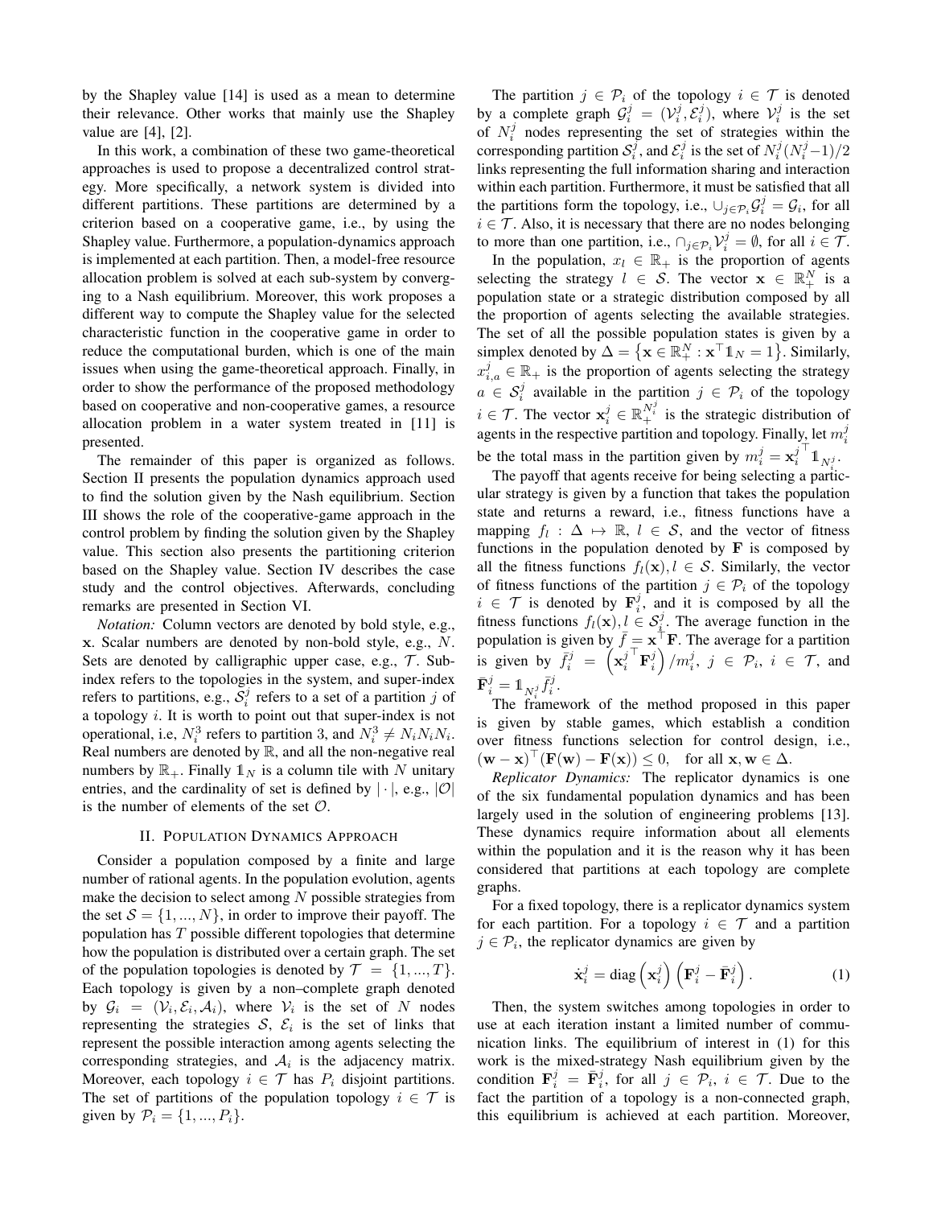by the Shapley value [14] is used as a mean to determine their relevance. Other works that mainly use the Shapley value are [4], [2].

In this work, a combination of these two game-theoretical approaches is used to propose a decentralized control strategy. More specifically, a network system is divided into different partitions. These partitions are determined by a criterion based on a cooperative game, i.e., by using the Shapley value. Furthermore, a population-dynamics approach is implemented at each partition. Then, a model-free resource allocation problem is solved at each sub-system by converging to a Nash equilibrium. Moreover, this work proposes a different way to compute the Shapley value for the selected characteristic function in the cooperative game in order to reduce the computational burden, which is one of the main issues when using the game-theoretical approach. Finally, in order to show the performance of the proposed methodology based on cooperative and non-cooperative games, a resource allocation problem in a water system treated in [11] is presented.

The remainder of this paper is organized as follows. Section II presents the population dynamics approach used to find the solution given by the Nash equilibrium. Section III shows the role of the cooperative-game approach in the control problem by finding the solution given by the Shapley value. This section also presents the partitioning criterion based on the Shapley value. Section IV describes the case study and the control objectives. Afterwards, concluding remarks are presented in Section VI.

*Notation:* Column vectors are denoted by bold style, e.g., $\mathbf{x}$. Scalar numbers are denoted by non-bold style, e.g., $N$. Sets are denoted by calligraphic upper case, e.g., $\mathcal{T}$. Sub-index refers to the topologies in the system, and super-index refers to partitions, e.g., $\mathcal{S}_i^j$ refers to a set of a partition $j$ of a topology $i$. It is worth to point out that super-index is not operational, i.e, $N_i^3$ refers to partition 3, and $N_i^3 \neq N_i N_i N_i$. Real numbers are denoted by $\mathbb{R}$, and all the non-negative real numbers by $\mathbb{R}_+$. Finally $\mathbb{1}_N$ is a column tile with $N$ unitary entries, and the cardinality of set is defined by $|\cdot|$, e.g., $|\mathcal{O}|$ is the number of elements of the set $\mathcal{O}$.

## II. Population Dynamics Approach

Consider a population composed by a finite and large number of rational agents. In the population evolution, agents make the decision to select among $N$ possible strategies from the set $\mathcal{S} = \{1, ..., N\}$, in order to improve their payoff. The population has $T$ possible different topologies that determine how the population is distributed over a certain graph. The set of the population topologies is denoted by $\mathcal{T} = \{1, ..., T\}$. Each topology is given by a non–complete graph denoted by $\mathcal{G}_i = (\mathcal{V}_i, \mathcal{E}_i, \mathcal{A}_i)$, where $\mathcal{V}_i$ is the set of $N$ nodes representing the strategies $\mathcal{S}$, $\mathcal{E}_i$ is the set of links that represent the possible interaction among agents selecting the corresponding strategies, and $\mathcal{A}_i$ is the adjacency matrix. Moreover, each topology $i \in \mathcal{T}$ has $P_i$ disjoint partitions. The set of partitions of the population topology $i \in \mathcal{T}$ is given by $\mathcal{P}_i = \{1, ..., P_i\}$.

The partition $j \in \mathcal{P}_i$ of the topology $i \in \mathcal{T}$ is denoted by a complete graph $\mathcal{G}_i^j = (\mathcal{V}_i^j, \mathcal{E}_i^j)$, where $\mathcal{V}_i^j$ is the set of $N_i^j$ nodes representing the set of strategies within the corresponding partition $\mathcal{S}_i^j$, and $\mathcal{E}_i^j$ is the set of $N_i^j(N_i^j - 1)/2$ links representing the full information sharing and interaction within each partition. Furthermore, it must be satisfied that all the partitions form the topology, i.e., $\cup_{j \in \mathcal{P}_i} \mathcal{G}_i^j = \mathcal{G}_i$, for all $i \in \mathcal{T}$. Also, it is necessary that there are no nodes belonging to more than one partition, i.e., $\cap_{j \in \mathcal{P}_i} \mathcal{V}_i^j = \emptyset$, for all $i \in \mathcal{T}$.

In the population, $x_l \in \mathbb{R}_+$ is the proportion of agents selecting the strategy $l \in \mathcal{S}$. The vector $\mathbf{x} \in \mathbb{R}_+^N$ is a population state or a strategic distribution composed by all the proportion of agents selecting the available strategies. The set of all the possible population states is given by a simplex denoted by $\Delta = \left\{ \mathbf{x} \in \mathbb{R}_+^N : \mathbf{x}^\top \mathbb{1}_N = 1 \right\}$. Similarly, $x_{i,a}^j \in \mathbb{R}_+$ is the proportion of agents selecting the strategy $a \in \mathcal{S}_i^j$ available in the partition $j \in \mathcal{P}_i$ of the topology $i \in \mathcal{T}$. The vector $\mathbf{x}_i^j \in \mathbb{R}_+^{N_i^j}$ is the strategic distribution of agents in the respective partition and topology. Finally, let $m_i^j$ be the total mass in the partition given by $m_i^j = \mathbf{x}_i^{j\top} \mathbb{1}_{N_i^j}$.

The payoff that agents receive for being selecting a particular strategy is given by a function that takes the population state and returns a reward, i.e., fitness functions have a mapping $f_l : \Delta \mapsto \mathbb{R}$, $l \in \mathcal{S}$, and the vector of fitness functions in the population denoted by $\mathbf{F}$ is composed by all the fitness functions $f_l(\mathbf{x}), l \in \mathcal{S}$. Similarly, the vector of fitness functions of the partition $j \in \mathcal{P}_i$ of the topology $i \in \mathcal{T}$ is denoted by $\mathbf{F}_i^j$, and it is composed by all the fitness functions $f_l(\mathbf{x}), l \in \mathcal{S}_i^j$. The average function in the population is given by $\bar{f} = \mathbf{x}^\top \mathbf{F}$. The average for a partition is given by $\bar{f}_i^j = \left( \mathbf{x}_i^{j\top} \mathbf{F}_i^j \right) / m_i^j$, $j \in \mathcal{P}_i$, $i \in \mathcal{T}$, and $\bar{\mathbf{F}}_i^j = \mathbb{1}_{N_i^j} \bar{f}_i^j$.

The framework of the method proposed in this paper is given by stable games, which establish a condition over fitness functions selection for control design, i.e., $(\mathbf{w} - \mathbf{x})^\top (\mathbf{F}(\mathbf{w}) - \mathbf{F}(\mathbf{x})) \leq 0, \quad \text{for all } \mathbf{x}, \mathbf{w} \in \Delta.$

*Replicator Dynamics:* The replicator dynamics is one of the six fundamental population dynamics and has been largely used in the solution of engineering problems [13]. These dynamics require information about all elements within the population and it is the reason why it has been considered that partitions at each topology are complete graphs.

For a fixed topology, there is a replicator dynamics system for each partition. For a topology $i \in \mathcal{T}$ and a partition $j \in \mathcal{P}_i$, the replicator dynamics are given by

$$\dot{\mathbf{x}}_i^j = \text{diag}\left( \mathbf{x}_i^j \right) \left( \mathbf{F}_i^j - \bar{\mathbf{F}}_i^j \right). \tag{1}$$

Then, the system switches among topologies in order to use at each iteration instant a limited number of communication links. The equilibrium of interest in (1) for this work is the mixed-strategy Nash equilibrium given by the condition $\mathbf{F}_i^j = \bar{\mathbf{F}}_i^j$, for all $j \in \mathcal{P}_i$, $i \in \mathcal{T}$. Due to the fact the partition of a topology is a non-connected graph, this equilibrium is achieved at each partition. Moreover,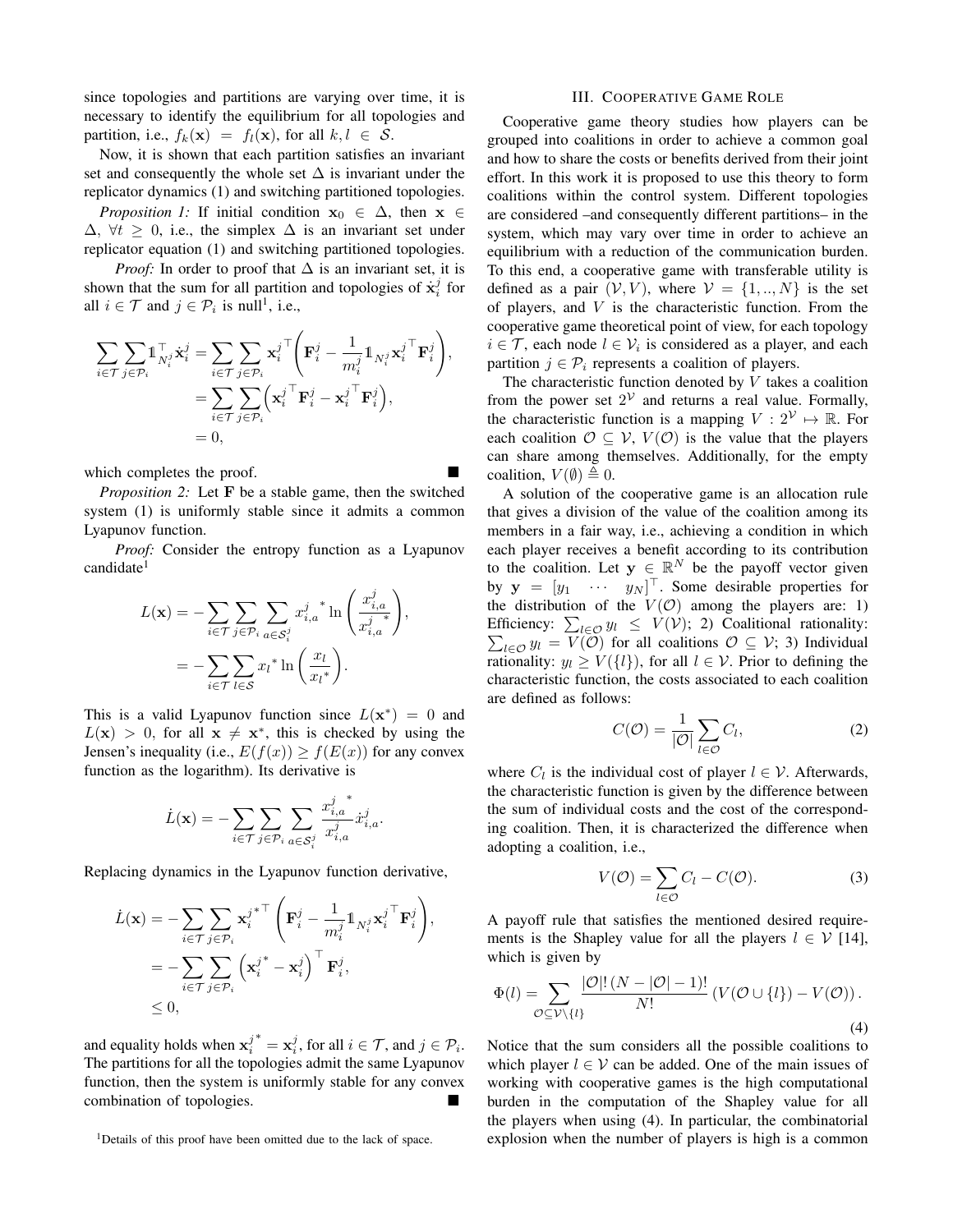since topologies and partitions are varying over time, it is necessary to identify the equilibrium for all topologies and partition, i.e., $f_k(\mathbf{x}) = f_l(\mathbf{x})$, for all $k, l \in \mathcal{S}$.

Now, it is shown that each partition satisfies an invariant set and consequently the whole set $\Delta$ is invariant under the replicator dynamics (1) and switching partitioned topologies.

*Proposition 1:* If initial condition $\mathbf{x}_0 \in \Delta$, then $\mathbf{x} \in \Delta$, $\forall t \geq 0$, i.e., the simplex $\Delta$ is an invariant set under replicator equation (1) and switching partitioned topologies.

*Proof:* In order to proof that $\Delta$ is an invariant set, it is shown that the sum for all partition and topologies of $\dot{\mathbf{x}}_i^j$ for all $i \in \mathcal{T}$ and $j \in \mathcal{P}_i$ is null[1], i.e.,

$$
\begin{aligned}
\sum_{i\in\mathcal{T}}\sum_{j\in\mathcal{P}_i} \mathbb{1}_{N_i^j}^\top \dot{\mathbf{x}}_i^j &= \sum_{i\in\mathcal{T}}\sum_{j\in\mathcal{P}_i} {\mathbf{x}_i^j}^\top \left( \mathbf{F}_i^j - \frac{1}{m_i^j} \mathbb{1}_{N_i^j} {\mathbf{x}_i^j}^\top \mathbf{F}_i^j \right), \\
&= \sum_{i\in\mathcal{T}}\sum_{j\in\mathcal{P}_i} \left( {\mathbf{x}_i^j}^\top \mathbf{F}_i^j - {\mathbf{x}_i^j}^\top \mathbf{F}_i^j \right), \\
&= 0,
\end{aligned}
$$

which completes the proof. ∎

*Proposition 2:* Let $\mathbf{F}$ be a stable game, then the switched system (1) is uniformly stable since it admits a common Lyapunov function.

*Proof:* Consider the entropy function as a Lyapunov candidate[1]

$$
\begin{aligned}
L(\mathbf{x}) &= -\sum_{i\in\mathcal{T}}\sum_{j\in\mathcal{P}_i}\sum_{a\in\mathcal{S}_i^j} {x_{i,a}^j}^* \ln\left( \frac{x_{i,a}^j}{{x_{i,a}^j}^*} \right), \\
&= -\sum_{i\in\mathcal{T}}\sum_{l\in\mathcal{S}} {x_l}^* \ln\left( \frac{x_l}{{x_l}^*} \right).
\end{aligned}
$$

This is a valid Lyapunov function since $L(\mathbf{x}^*) = 0$ and $L(\mathbf{x}) > 0$, for all $\mathbf{x} \neq \mathbf{x}^*$, this is checked by using the Jensen's inequality (i.e., $E(f(x)) \geq f(E(x))$ for any convex function as the logarithm). Its derivative is

$$
\dot{L}(\mathbf{x}) = -\sum_{i\in\mathcal{T}}\sum_{j\in\mathcal{P}_i}\sum_{a\in\mathcal{S}_i^j} \frac{{x_{i,a}^j}^*}{x_{i,a}^j} \dot{x}_{i,a}^j.
$$

Replacing dynamics in the Lyapunov function derivative,

$$
\begin{aligned}
\dot{L}(\mathbf{x}) &= -\sum_{i\in\mathcal{T}}\sum_{j\in\mathcal{P}_i} {\mathbf{x}_i^j}^{*\top} \left( \mathbf{F}_i^j - \frac{1}{m_i^j} \mathbb{1}_{N_i^j} {\mathbf{x}_i^j}^\top \mathbf{F}_i^j \right), \\
&= -\sum_{i\in\mathcal{T}}\sum_{j\in\mathcal{P}_i} \left( {\mathbf{x}_i^j}^* - \mathbf{x}_i^j \right)^\top \mathbf{F}_i^j, \\
&\leq 0,
\end{aligned}
$$

and equality holds when ${\mathbf{x}_i^j}^* = \mathbf{x}_i^j$, for all $i \in \mathcal{T}$, and $j \in \mathcal{P}_i$. The partitions for all the topologies admit the same Lyapunov function, then the system is uniformly stable for any convex combination of topologies. ∎

[1]Details of this proof have been omitted due to the lack of space.

## III. Cooperative Game Role

Cooperative game theory studies how players can be grouped into coalitions in order to achieve a common goal and how to share the costs or benefits derived from their joint effort. In this work it is proposed to use this theory to form coalitions within the control system. Different topologies are considered –and consequently different partitions– in the system, which may vary over time in order to achieve an equilibrium with a reduction of the communication burden. To this end, a cooperative game with transferable utility is defined as a pair $(\mathcal{V}, V)$, where $\mathcal{V} = \{1, .., N\}$ is the set of players, and $V$ is the characteristic function. From the cooperative game theoretical point of view, for each topology $i \in \mathcal{T}$, each node $l \in \mathcal{V}_i$ is considered as a player, and each partition $j \in \mathcal{P}_i$ represents a coalition of players.

The characteristic function denoted by $V$ takes a coalition from the power set $2^\mathcal{V}$ and returns a real value. Formally, the characteristic function is a mapping $V : 2^\mathcal{V} \mapsto \mathbb{R}$. For each coalition $\mathcal{O} \subseteq \mathcal{V}$, $V(\mathcal{O})$ is the value that the players can share among themselves. Additionally, for the empty coalition, $V(\emptyset) \triangleq 0$.

A solution of the cooperative game is an allocation rule that gives a division of the value of the coalition among its members in a fair way, i.e., achieving a condition in which each player receives a benefit according to its contribution to the coalition. Let $\mathbf{y} \in \mathbb{R}^N$ be the payoff vector given by $\mathbf{y} = [y_1 \quad \cdots \quad y_N]^\top$. Some desirable properties for the distribution of the $V(\mathcal{O})$ among the players are: 1) Efficiency: $\sum_{l\in\mathcal{O}} y_l \leq V(\mathcal{V})$; 2) Coalitional rationality: $\sum_{l\in\mathcal{O}} y_l = V(\mathcal{O})$ for all coalitions $\mathcal{O} \subseteq \mathcal{V}$; 3) Individual rationality: $y_l \geq V(\{l\})$, for all $l \in \mathcal{V}$. Prior to defining the characteristic function, the costs associated to each coalition are defined as follows:

$$
C(\mathcal{O}) = \frac{1}{|\mathcal{O}|} \sum_{l\in\mathcal{O}} C_l, \tag{2}
$$

where $C_l$ is the individual cost of player $l \in \mathcal{V}$. Afterwards, the characteristic function is given by the difference between the sum of individual costs and the cost of the corresponding coalition. Then, it is characterized the difference when adopting a coalition, i.e.,

$$
V(\mathcal{O}) = \sum_{l\in\mathcal{O}} C_l - C(\mathcal{O}). \tag{3}
$$

A payoff rule that satisfies the mentioned desired requirements is the Shapley value for all the players $l \in \mathcal{V}$ [14], which is given by

$$
\Phi(l) = \sum_{\mathcal{O}\subseteq\mathcal{V}\setminus\{l\}} \frac{|\mathcal{O}|!\,(N - |\mathcal{O}| - 1)!}{N!} \left( V(\mathcal{O} \cup \{l\}) - V(\mathcal{O}) \right). \tag{4}
$$

Notice that the sum considers all the possible coalitions to which player $l \in \mathcal{V}$ can be added. One of the main issues of working with cooperative games is the high computational burden in the computation of the Shapley value for all the players when using (4). In particular, the combinatorial explosion when the number of players is high is a common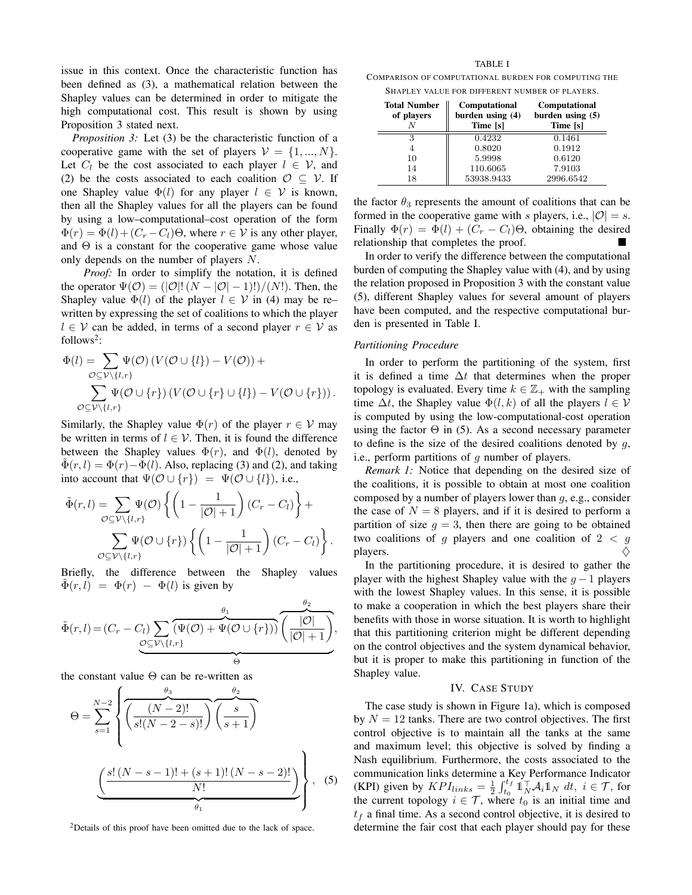issue in this context. Once the characteristic function has been defined as (3), a mathematical relation between the Shapley values can be determined in order to mitigate the high computational cost. This result is shown by using Proposition 3 stated next.

*Proposition 3:* Let (3) be the characteristic function of a cooperative game with the set of players $\mathcal{V} = \{1, ..., N\}$. Let $C_l$ be the cost associated to each player $l \in \mathcal{V}$, and (2) be the costs associated to each coalition $\mathcal{O} \subseteq \mathcal{V}$. If one Shapley value $\Phi(l)$ for any player $l \in \mathcal{V}$ is known, then all the Shapley values for all the players can be found by using a low–computational–cost operation of the form $\Phi(r) = \Phi(l) + (C_r - C_l)\Theta$, where $r \in \mathcal{V}$ is any other player, and $\Theta$ is a constant for the cooperative game whose value only depends on the number of players $N$.

*Proof:* In order to simplify the notation, it is defined the operator $\Psi(\mathcal{O}) = (|\mathcal{O}|!\,(N - |\mathcal{O}| - 1)!)/(N!)$. Then, the Shapley value $\Phi(l)$ of the player $l \in \mathcal{V}$ in (4) may be re–written by expressing the set of coalitions to which the player $l \in \mathcal{V}$ can be added, in terms of a second player $r \in \mathcal{V}$ as follows[2]:

$$\Phi(l) = \sum_{\mathcal{O} \subseteq \mathcal{V} \setminus \{l,r\}} \Psi(\mathcal{O}) \left( V(\mathcal{O} \cup \{l\}) - V(\mathcal{O}) \right) + \sum_{\mathcal{O} \subseteq \mathcal{V} \setminus \{l,r\}} \Psi(\mathcal{O} \cup \{r\}) \left( V(\mathcal{O} \cup \{r\} \cup \{l\}) - V(\mathcal{O} \cup \{r\}) \right).$$

Similarly, the Shapley value $\Phi(r)$ of the player $r \in \mathcal{V}$ may be written in terms of $l \in \mathcal{V}$. Then, it is found the difference between the Shapley values $\Phi(r)$, and $\Phi(l)$, denoted by $\tilde{\Phi}(r, l) = \Phi(r) - \Phi(l)$. Also, replacing (3) and (2), and taking into account that $\Psi(\mathcal{O} \cup \{r\}) = \Psi(\mathcal{O} \cup \{l\})$, i.e.,

$$\tilde{\Phi}(r, l) = \sum_{\mathcal{O} \subseteq \mathcal{V} \setminus \{l,r\}} \Psi(\mathcal{O}) \left\{ \left( 1 - \frac{1}{|\mathcal{O}| + 1} \right) (C_r - C_l) \right\} + \sum_{\mathcal{O} \subseteq \mathcal{V} \setminus \{l,r\}} \Psi(\mathcal{O} \cup \{r\}) \left\{ \left( 1 - \frac{1}{|\mathcal{O}| + 1} \right) (C_r - C_l) \right\}.$$

Briefly, the difference between the Shapley values $\tilde{\Phi}(r, l) = \Phi(r) - \Phi(l)$ is given by

$$\tilde{\Phi}(r, l) = (C_r - C_l) \underbrace{\sum_{\mathcal{O} \subseteq \mathcal{V} \setminus \{l,r\}} \overbrace{\left( \Psi(\mathcal{O}) + \Psi(\mathcal{O} \cup \{r\}) \right)}^{\theta_1} \overbrace{\left( \frac{|\mathcal{O}|}{|\mathcal{O}| + 1} \right)}^{\theta_2}}_{\Theta},$$

the constant value $\Theta$ can be re-written as

$$\Theta = \sum_{s=1}^{N-2} \left\{ \overbrace{\left( \frac{(N-2)!}{s!(N-2-s)!} \right)}^{\theta_3} \overbrace{\left( \frac{s}{s+1} \right)}^{\theta_2} \underbrace{\left( \frac{s!\,(N-s-1)! + (s+1)!\,(N-s-2)!}{N!} \right)}_{\theta_1} \right\}, \quad (5)$$

the factor $\theta_3$ represents the amount of coalitions that can be formed in the cooperative game with $s$ players, i.e., $|\mathcal{O}| = s$. Finally $\Phi(r) = \Phi(l) + (C_r - C_l)\Theta$, obtaining the desired relationship that completes the proof. ∎

[2] Details of this proof have been omitted due to the lack of space.

TABLE I

COMPARISON OF COMPUTATIONAL BURDEN FOR COMPUTING THE SHAPLEY VALUE FOR DIFFERENT NUMBER OF PLAYERS.

| **Total Number of players** $N$ | **Computational burden using (4) Time [s]** | **Computational burden using (5) Time [s]** |
|---|---|---|
| 3 | 0.4232 | 0.1461 |
| 4 | 0.8020 | 0.1912 |
| 10 | 5.9998 | 0.6120 |
| 14 | 110.6065 | 7.9103 |
| 18 | 53938.9433 | 2996.6542 |

In order to verify the difference between the computational burden of computing the Shapley value with (4), and by using the relation proposed in Proposition 3 with the constant value (5), different Shapley values for several amount of players have been computed, and the respective computational burden is presented in Table I.

### *Partitioning Procedure*

In order to perform the partitioning of the system, first it is defined a time $\Delta t$ that determines when the proper topology is evaluated. Every time $k \in \mathbb{Z}_+$ with the sampling time $\Delta t$, the Shapley value $\Phi(l, k)$ of all the players $l \in \mathcal{V}$ is computed by using the low-computational-cost operation using the factor $\Theta$ in (5). As a second necessary parameter to define is the size of the desired coalitions denoted by $g$, i.e., perform partitions of $g$ number of players.

*Remark 1:* Notice that depending on the desired size of the coalitions, it is possible to obtain at most one coalition composed by a number of players lower than $g$, e.g., consider the case of $N = 8$ players, and if it is desired to perform a partition of size $g = 3$, then there are going to be obtained two coalitions of $g$ players and one coalition of $2 < g$ players. ♢

In the partitioning procedure, it is desired to gather the player with the highest Shapley value with the $g - 1$ players with the lowest Shapley values. In this sense, it is possible to make a cooperation in which the best players share their benefits with those in worse situation. It is worth to highlight that this partitioning criterion might be different depending on the control objectives and the system dynamical behavior, but it is proper to make this partitioning in function of the Shapley value.

## IV. CASE STUDY

The case study is shown in Figure 1a), which is composed by $N = 12$ tanks. There are two control objectives. The first control objective is to maintain all the tanks at the same and maximum level; this objective is solved by finding a Nash equilibrium. Furthermore, the costs associated to the communication links determine a Key Performance Indicator (KPI) given by $KPI_{links} = \frac{1}{2} \int_{t_0}^{t_f} \mathbb{1}_N^\top \mathcal{A}_i \mathbb{1}_N \, dt, \; i \in \mathcal{T}$, for the current topology $i \in \mathcal{T}$, where $t_0$ is an initial time and $t_f$ a final time. As a second control objective, it is desired to determine the fair cost that each player should pay for these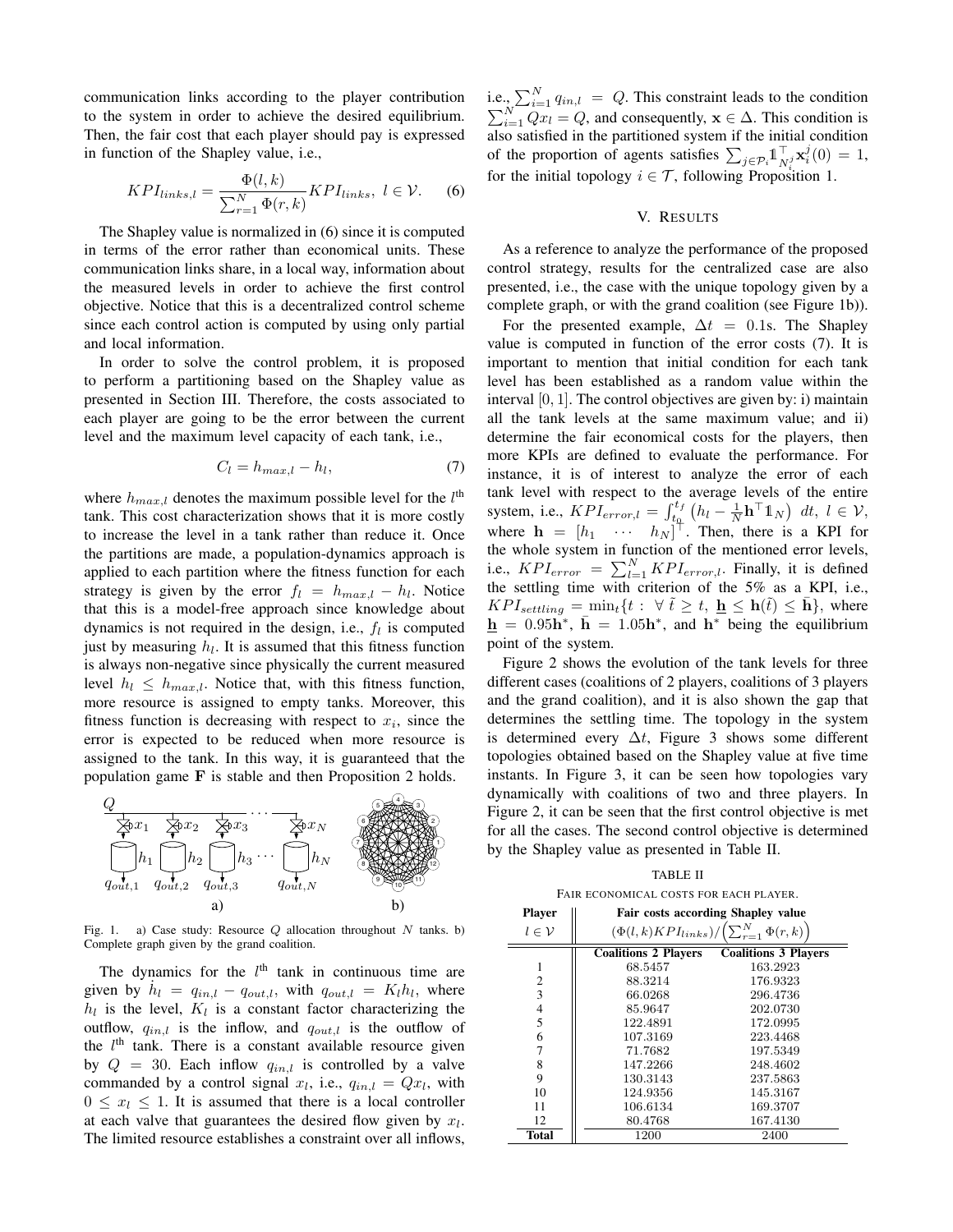communication links according to the player contribution to the system in order to achieve the desired equilibrium. Then, the fair cost that each player should pay is expressed in function of the Shapley value, i.e.,

$$KPI_{links,l} = \frac{\Phi(l,k)}{\sum_{r=1}^{N} \Phi(r,k)} KPI_{links}, \; l \in \mathcal{V}. \quad (6)$$

The Shapley value is normalized in (6) since it is computed in terms of the error rather than economical units. These communication links share, in a local way, information about the measured levels in order to achieve the first control objective. Notice that this is a decentralized control scheme since each control action is computed by using only partial and local information.

In order to solve the control problem, it is proposed to perform a partitioning based on the Shapley value as presented in Section III. Therefore, the costs associated to each player are going to be the error between the current level and the maximum level capacity of each tank, i.e.,

$$C_l = h_{max,l} - h_l, \quad (7)$$

where $h_{max,l}$ denotes the maximum possible level for the $l^{\text{th}}$ tank. This cost characterization shows that it is more costly to increase the level in a tank rather than reduce it. Once the partitions are made, a population-dynamics approach is applied to each partition where the fitness function for each strategy is given by the error $f_l = h_{max,l} - h_l$. Notice that this is a model-free approach since knowledge about dynamics is not required in the design, i.e., $f_l$ is computed just by measuring $h_l$. It is assumed that this fitness function is always non-negative since physically the current measured level $h_l \leq h_{max,l}$. Notice that, with this fitness function, more resource is assigned to empty tanks. Moreover, this fitness function is decreasing with respect to $x_i$, since the error is expected to be reduced when more resource is assigned to the tank. In this way, it is guaranteed that the population game $\mathbf{F}$ is stable and then Proposition 2 holds.

Fig. 1. a) Case study: Resource $Q$ allocation throughout $N$ tanks. b) Complete graph given by the grand coalition.

The dynamics for the $l^{\text{th}}$ tank in continuous time are given by $\dot{h}_l = q_{in,l} - q_{out,l}$, with $q_{out,l} = K_l h_l$, where $h_l$ is the level, $K_l$ is a constant factor characterizing the outflow, $q_{in,l}$ is the inflow, and $q_{out,l}$ is the outflow of the $l^{\text{th}}$ tank. There is a constant available resource given by $Q = 30$. Each inflow $q_{in,l}$ is controlled by a valve commanded by a control signal $x_l$, i.e., $q_{in,l} = Qx_l$, with $0 \leq x_l \leq 1$. It is assumed that there is a local controller at each valve that guarantees the desired flow given by $x_l$. The limited resource establishes a constraint over all inflows, i.e., $\sum_{i=1}^{N} q_{in,l} = Q$. This constraint leads to the condition $\sum_{i=1}^{N} Qx_l = Q$, and consequently, $\mathbf{x} \in \Delta$. This condition is also satisfied in the partitioned system if the initial condition of the proportion of agents satisfies $\sum_{j \in \mathcal{P}_i} \mathbb{1}^{\top}_{N_i^j} \mathbf{x}_i^j(0) = 1$, for the initial topology $i \in \mathcal{T}$, following Proposition 1.

## V. Results

As a reference to analyze the performance of the proposed control strategy, results for the centralized case are also presented, i.e., the case with the unique topology given by a complete graph, or with the grand coalition (see Figure 1b)).

For the presented example, $\Delta t = 0.1$s. The Shapley value is computed in function of the error costs (7). It is important to mention that initial condition for each tank level has been established as a random value within the interval $[0, 1]$. The control objectives are given by: i) maintain all the tank levels at the same maximum value; and ii) determine the fair economical costs for the players, then more KPIs are defined to evaluate the performance. For instance, it is of interest to analyze the error of each tank level with respect to the average levels of the entire system, i.e., $KPI_{error,l} = \int_{t_0}^{t_f} \left( h_l - \frac{1}{N} \mathbf{h}^{\top} \mathbb{1}_N \right) \, dt, \; l \in \mathcal{V}$, where $\mathbf{h} = [h_1 \; \cdots \; h_N]^{\top}$. Then, there is a KPI for the whole system in function of the mentioned error levels, i.e., $KPI_{error} = \sum_{l=1}^{N} KPI_{error,l}$. Finally, it is defined the settling time with criterion of the 5% as a KPI, i.e., $KPI_{settling} = \min_t \{ t : \; \forall \, \tilde{t} \geq t, \; \underline{\mathbf{h}} \leq \mathbf{h}(\tilde{t}) \leq \bar{\mathbf{h}} \}$, where $\underline{\mathbf{h}} = 0.95\mathbf{h}^*$, $\bar{\mathbf{h}} = 1.05\mathbf{h}^*$, and $\mathbf{h}^*$ being the equilibrium point of the system.

Figure 2 shows the evolution of the tank levels for three different cases (coalitions of 2 players, coalitions of 3 players and the grand coalition), and it is also shown the gap that determines the settling time. The topology in the system is determined every $\Delta t$, Figure 3 shows some different topologies obtained based on the Shapley value at five time instants. In Figure 3, it can be seen how topologies vary dynamically with coalitions of two and three players. In Figure 2, it can be seen that the first control objective is met for all the cases. The second control objective is determined by the Shapley value as presented in Table II.

TABLE II
Fair economical costs for each player.

| Player $l \in \mathcal{V}$ | Fair costs according Shapley value $(\Phi(l,k) KPI_{links}) / \left( \sum_{r=1}^{N} \Phi(r,k) \right)$ | |
|---|---|---|
| | **Coalitions 2 Players** | **Coalitions 3 Players** |
| 1 | 68.5457 | 163.2923 |
| 2 | 88.3214 | 176.9323 |
| 3 | 66.0268 | 296.4736 |
| 4 | 85.9647 | 202.0730 |
| 5 | 122.4891 | 172.0995 |
| 6 | 107.3169 | 223.4468 |
| 7 | 71.7682 | 197.5349 |
| 8 | 147.2266 | 248.4602 |
| 9 | 130.3143 | 237.5863 |
| 10 | 124.9356 | 145.3167 |
| 11 | 106.6134 | 169.3707 |
| 12 | 80.4768 | 167.4130 |
| **Total** | 1200 | 2400 |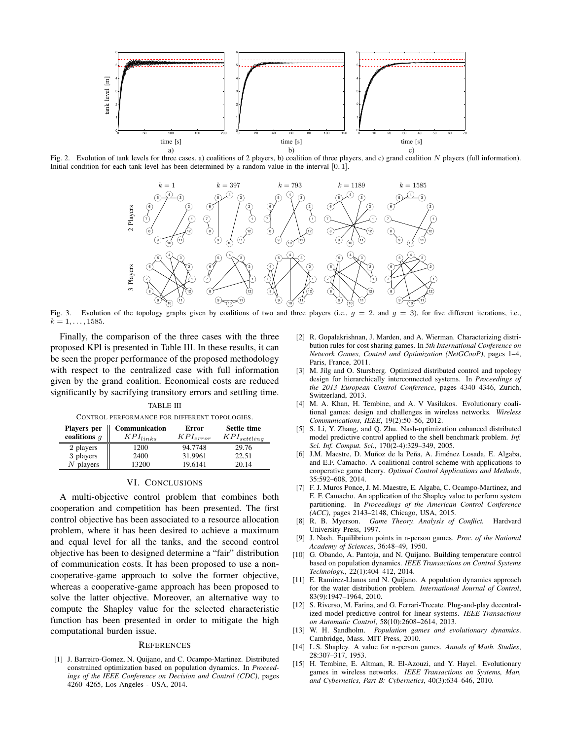tank level [m]

time [s]

a)

time [s]

b)

time [s]

c)

Fig. 2. Evolution of tank levels for three cases. a) coalitions of 2 players, b) coalition of three players, and c) grand coalition $N$ players (full information). Initial condition for each tank level has been determined by a random value in the interval $[0, 1]$.

$k = 1$ $k = 397$ $k = 793$ $k = 1189$ $k = 1585$

2 Players

3 Players

Fig. 3. Evolution of the topology graphs given by coalitions of two and three players (i.e., $g = 2$, and $g = 3$), for five different iterations, i.e., $k = 1, \ldots, 1585$.

Finally, the comparison of the three cases with the three proposed KPI is presented in Table III. In these results, it can be seen the proper performance of the proposed methodology with respect to the centralized case with full information given by the grand coalition. Economical costs are reduced significantly by sacrifying transitory errors and settling time.

TABLE III

CONTROL PERFORMANCE FOR DIFFERENT TOPOLOGIES.

| Players per coalitions $g$ | Communication $KPI_{links}$ | Error $KPI_{error}$ | Settle time $KPI_{settling}$ |
|---|---|---|---|
| 2 players | 1200 | 94.7748 | 29.76 |
| 3 players | 2400 | 31.9961 | 22.51 |
| $N$ players | 13200 | 19.6141 | 20.14 |

## VI. Conclusions

A multi-objective control problem that combines both cooperation and competition has been presented. The first control objective has been associated to a resource allocation problem, where it has been desired to achieve a maximum and equal level for all the tanks, and the second control objective has been to designed determine a "fair" distribution of communication costs. It has been proposed to use a non-cooperative-game approach to solve the former objective, whereas a cooperative-game approach has been proposed to solve the latter objective. Moreover, an alternative way to compute the Shapley value for the selected characteristic function has been presented in order to mitigate the high computational burden issue.

## References

[1] J. Barreiro-Gomez, N. Quijano, and C. Ocampo-Martinez. Distributed constrained optimization based on population dynamics. In *Proceedings of the IEEE Conference on Decision and Control (CDC)*, pages 4260–4265, Los Angeles - USA, 2014.

[2] R. Gopalakrishnan, J. Marden, and A. Wierman. Characterizing distribution rules for cost sharing games. In *5th International Conference on Network Games, Control and Optimization (NetGCooP)*, pages 1–4, Paris, France, 2011.

[3] M. Jilg and O. Stursberg. Optimized distributed control and topology design for hierarchically interconnected systems. In *Proceedings of the 2013 European Control Conference*, pages 4340–4346, Zurich, Switzerland, 2013.

[4] M. A. Khan, H. Tembine, and A. V Vasilakos. Evolutionary coalitional games: design and challenges in wireless networks. *Wireless Communications, IEEE*, 19(2):50–56, 2012.

[5] S. Li, Y. Zhang, and Q. Zhu. Nash-optimization enhanced distributed model predictive control applied to the shell benchmark problem. *Inf. Sci. Inf. Comput. Sci.*, 170(2-4):329–349, 2005.

[6] J.M. Maestre, D. Muñoz de la Peña, A. Jiménez Losada, E. Algaba, and E.F. Camacho. A coalitional control scheme with applications to cooperative game theory. *Optimal Control Applications and Methods*, 35:592–608, 2014.

[7] F. J. Muros Ponce, J. M. Maestre, E. Algaba, C. Ocampo-Martinez, and E. F. Camacho. An application of the Shapley value to perform system partitioning. In *Proceedings of the American Control Conference (ACC)*, pages 2143–2148, Chicago, USA, 2015.

[8] R. B. Myerson. *Game Theory. Analysis of Conflict.* Hardvard University Press, 1997.

[9] J. Nash. Equilibrium points in n-person games. *Proc. of the National Academy of Sciences*, 36:48–49, 1950.

[10] G. Obando, A. Pantoja, and N. Quijano. Building temperature control based on population dynamics. *IEEE Transactions on Control Systems Technology.*, 22(1):404–412, 2014.

[11] E. Ramirez-Llanos and N. Quijano. A population dynamics approach for the water distribution problem. *International Journal of Control*, 83(9):1947–1964, 2010.

[12] S. Riverso, M. Farina, and G. Ferrari-Trecate. Plug-and-play decentralized model predictive control for linear systems. *IEEE Transactions on Automatic Control*, 58(10):2608–2614, 2013.

[13] W. H. Sandholm. *Population games and evolutionary dynamics*. Cambridge, Mass. MIT Press, 2010.

[14] L.S. Shapley. A value for n-person games. *Annals of Math. Studies*, 28:307–317, 1953.

[15] H. Tembine, E. Altman, R. El-Azouzi, and Y. Hayel. Evolutionary games in wireless networks. *IEEE Transactions on Systems, Man, and Cybernetics, Part B: Cybernetics*, 40(3):634–646, 2010.